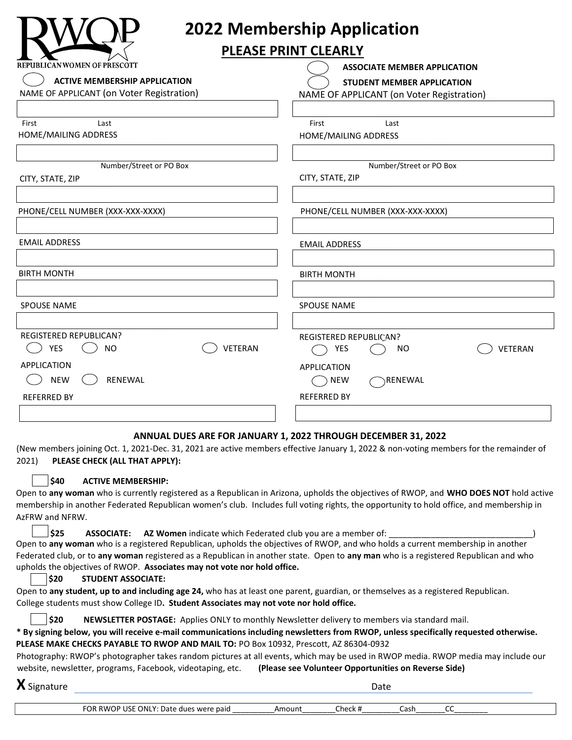# RWOP

REPUBLICAN WOMEN OF PRESCOTT

# 2022 Membership Application

## PLEASE PRINT CLEARLY

| ◯ **ACTIVE MEMBERSHIP APPLICATION** | ◯ **ASSOCIATE MEMBER APPLICATION** / ◯ **STUDENT MEMBER APPLICATION** |
|---|---|
| NAME OF APPLICANT (on Voter Registration) | NAME OF APPLICANT (on Voter Registration) |
| | |
| First Last | First Last |
| HOME/MAILING ADDRESS | HOME/MAILING ADDRESS |
| | |
| Number/Street or PO Box | Number/Street or PO Box |
| CITY, STATE, ZIP | CITY, STATE, ZIP |
| | |
| PHONE/CELL NUMBER (XXX-XXX-XXXX) | PHONE/CELL NUMBER (XXX-XXX-XXXX) |
| | |
| EMAIL ADDRESS | EMAIL ADDRESS |
| | |
| BIRTH MONTH | BIRTH MONTH |
| | |
| SPOUSE NAME | SPOUSE NAME |
| | |
| REGISTERED REPUBLICAN? | REGISTERED REPUBLICAN? |
| ◯ YES ◯ NO ◯ VETERAN | ◯ YES ◯ NO ◯ VETERAN |
| APPLICATION | APPLICATION |
| ◯ NEW ◯ RENEWAL | ◯ NEW ◯ RENEWAL |
| REFERRED BY | REFERRED BY |
| | |

**ANNUAL DUES ARE FOR JANUARY 1, 2022 THROUGH DECEMBER 31, 2022**

(New members joining Oct. 1, 2021-Dec. 31, 2021 are active members effective January 1, 2022 & non-voting members for the remainder of 2021) **PLEASE CHECK (ALL THAT APPLY):**

☐ **$40 ACTIVE MEMBERSHIP:**
Open to **any woman** who is currently registered as a Republican in Arizona, upholds the objectives of RWOP, and **WHO DOES NOT** hold active membership in another Federated Republican women's club. Includes full voting rights, the opportunity to hold office, and membership in AzFRW and NFRW.

☐ **$25 ASSOCIATE: AZ Women** indicate which Federated club you are a member of: \_\_\_\_\_\_\_\_\_\_\_\_\_\_\_\_\_\_\_\_\_\_\_\_\_\_\_\_\_\_)
Open to **any woman** who is a registered Republican, upholds the objectives of RWOP, and who holds a current membership in another Federated club, or to **any woman** registered as a Republican in another state. Open to **any man** who is a registered Republican and who upholds the objectives of RWOP. **Associates may not vote nor hold office.**

☐ **$20 STUDENT ASSOCIATE:**
Open to **any student, up to and including age 24,** who has at least one parent, guardian, or themselves as a registered Republican. College students must show College ID**. Student Associates may not vote nor hold office.**

☐ **$20 NEWSLETTER POSTAGE:** Applies ONLY to monthly Newsletter delivery to members via standard mail.

**\* By signing below, you will receive e-mail communications including newsletters from RWOP, unless specifically requested otherwise.**

**PLEASE MAKE CHECKS PAYABLE TO RWOP AND MAIL TO:** PO Box 10932, Prescott, AZ 86304-0932

Photography: RWOP's photographer takes random pictures at all events, which may be used in RWOP media. RWOP media may include our website, newsletter, programs, Facebook, videotaping, etc. **(Please see Volunteer Opportunities on Reverse Side)**

**X** Signature \_\_\_\_\_\_\_\_\_\_\_\_\_\_\_\_\_\_\_\_\_\_\_\_\_\_\_\_ Date \_\_\_\_\_\_\_\_\_\_\_\_

FOR RWOP USE ONLY: Date dues were paid \_\_\_\_\_\_\_\_\_\_Amount\_\_\_\_\_\_\_\_Check #\_\_\_\_\_\_\_\_\_Cash\_\_\_\_\_\_\_CC\_\_\_\_\_\_\_\_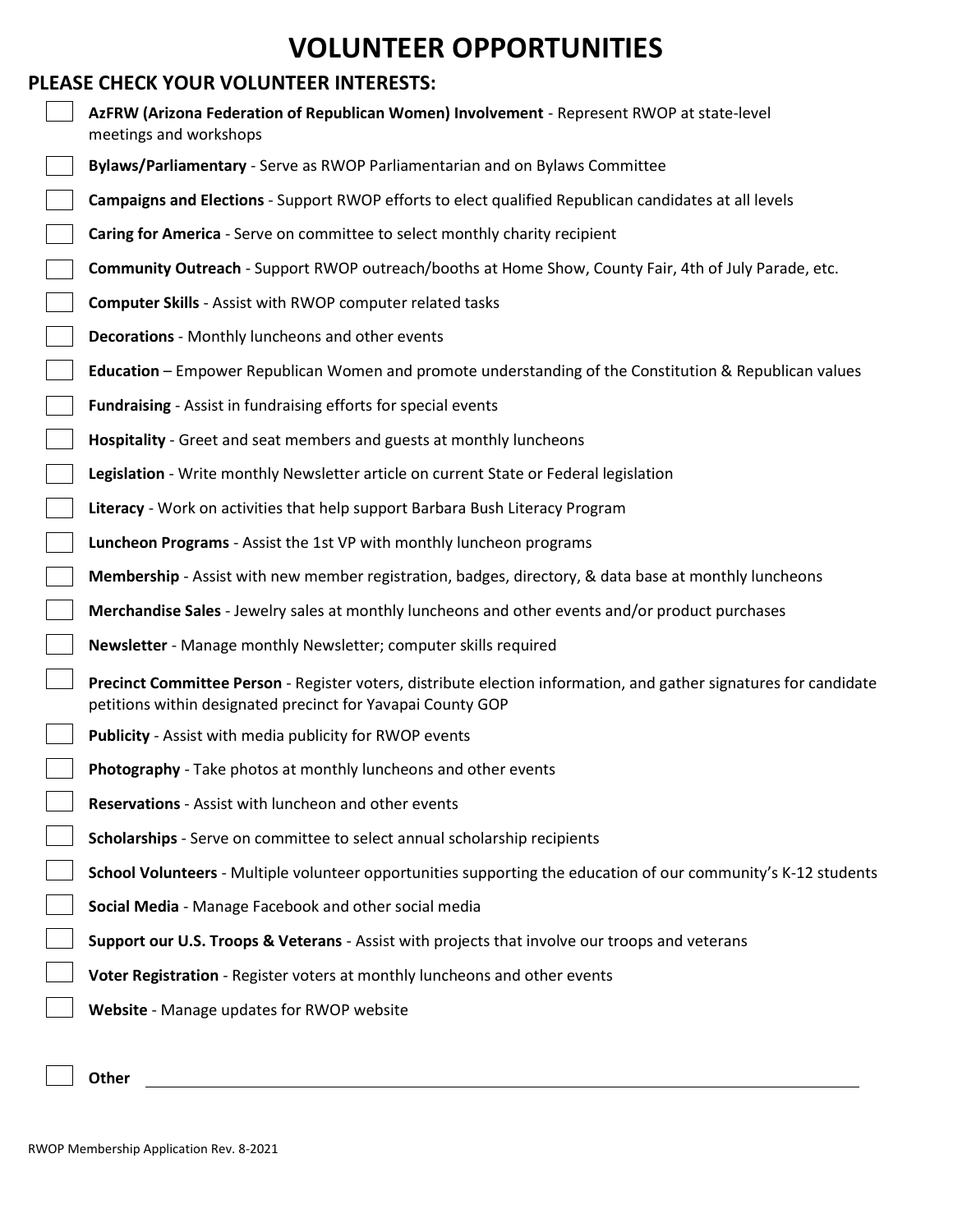# VOLUNTEER OPPORTUNITIES

## PLEASE CHECK YOUR VOLUNTEER INTERESTS:

- [ ] **AzFRW (Arizona Federation of Republican Women) Involvement** - Represent RWOP at state-level meetings and workshops
- [ ] **Bylaws/Parliamentary** - Serve as RWOP Parliamentarian and on Bylaws Committee
- [ ] **Campaigns and Elections** - Support RWOP efforts to elect qualified Republican candidates at all levels
- [ ] **Caring for America** - Serve on committee to select monthly charity recipient
- [ ] **Community Outreach** - Support RWOP outreach/booths at Home Show, County Fair, 4th of July Parade, etc.
- [ ] **Computer Skills** - Assist with RWOP computer related tasks
- [ ] **Decorations** - Monthly luncheons and other events
- [ ] **Education** – Empower Republican Women and promote understanding of the Constitution & Republican values
- [ ] **Fundraising** - Assist in fundraising efforts for special events
- [ ] **Hospitality** - Greet and seat members and guests at monthly luncheons
- [ ] **Legislation** - Write monthly Newsletter article on current State or Federal legislation
- [ ] **Literacy** - Work on activities that help support Barbara Bush Literacy Program
- [ ] **Luncheon Programs** - Assist the 1st VP with monthly luncheon programs
- [ ] **Membership** - Assist with new member registration, badges, directory, & data base at monthly luncheons
- [ ] **Merchandise Sales** - Jewelry sales at monthly luncheons and other events and/or product purchases
- [ ] **Newsletter** - Manage monthly Newsletter; computer skills required
- [ ] **Precinct Committee Person** - Register voters, distribute election information, and gather signatures for candidate petitions within designated precinct for Yavapai County GOP
- [ ] **Publicity** - Assist with media publicity for RWOP events
- [ ] **Photography** - Take photos at monthly luncheons and other events
- [ ] **Reservations** - Assist with luncheon and other events
- [ ] **Scholarships** - Serve on committee to select annual scholarship recipients
- [ ] **School Volunteers** - Multiple volunteer opportunities supporting the education of our community's K-12 students
- [ ] **Social Media** - Manage Facebook and other social media
- [ ] **Support our U.S. Troops & Veterans** - Assist with projects that involve our troops and veterans
- [ ] **Voter Registration** - Register voters at monthly luncheons and other events
- [ ] **Website** - Manage updates for RWOP website

- [ ] **Other** ______________________________________________

RWOP Membership Application Rev. 8-2021